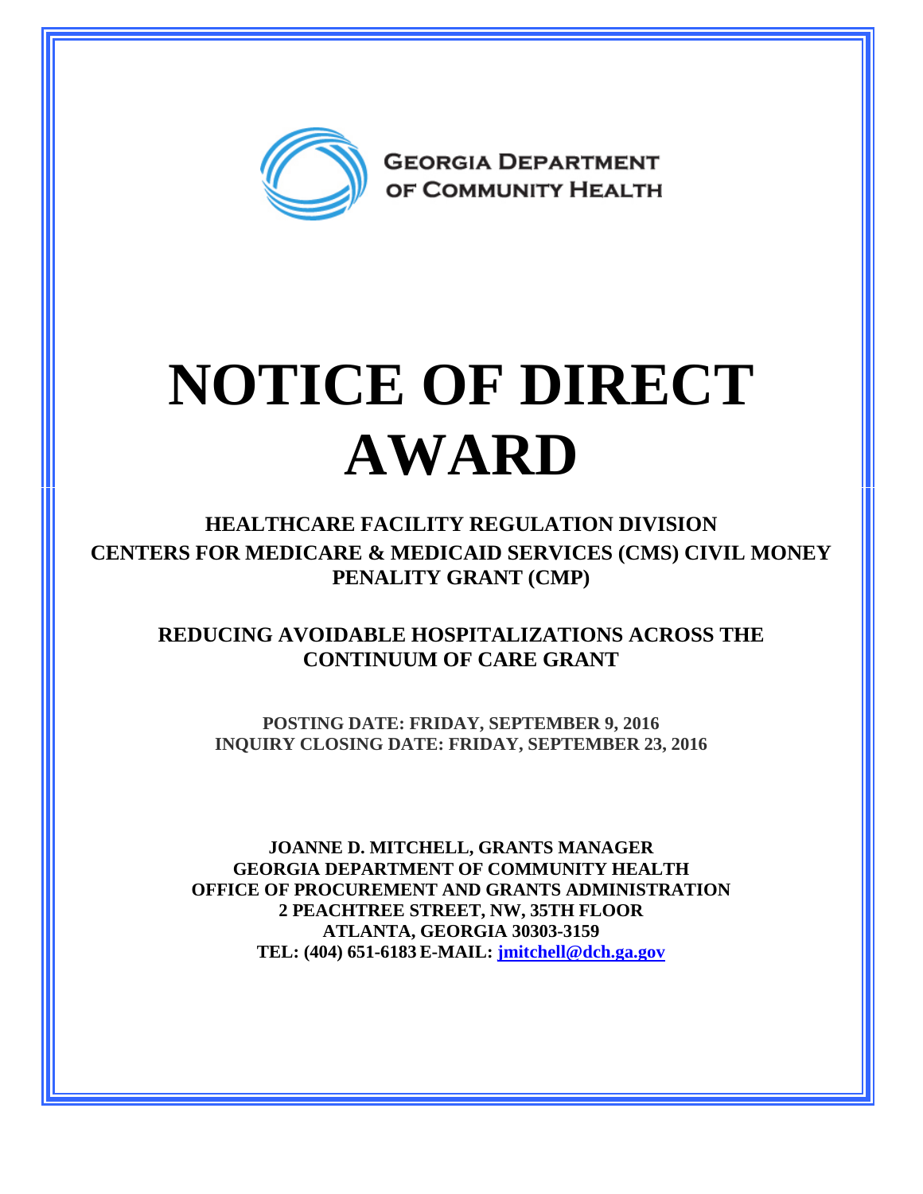GEORGIA DEPARTMENT OF COMMUNITY HEALTH

# NOTICE OF DIRECT AWARD

## HEALTHCARE FACILITY REGULATION DIVISION
## CENTERS FOR MEDICARE & MEDICAID SERVICES (CMS) CIVIL MONEY PENALITY GRANT (CMP)

## REDUCING AVOIDABLE HOSPITALIZATIONS ACROSS THE CONTINUUM OF CARE GRANT

**POSTING DATE: FRIDAY, SEPTEMBER 9, 2016**
**INQUIRY CLOSING DATE: FRIDAY, SEPTEMBER 23, 2016**

**JOANNE D. MITCHELL, GRANTS MANAGER**
**GEORGIA DEPARTMENT OF COMMUNITY HEALTH**
**OFFICE OF PROCUREMENT AND GRANTS ADMINISTRATION**
**2 PEACHTREE STREET, NW, 35TH FLOOR**
**ATLANTA, GEORGIA 30303-3159**
**TEL: (404) 651-6183 E-MAIL: jmitchell@dch.ga.gov**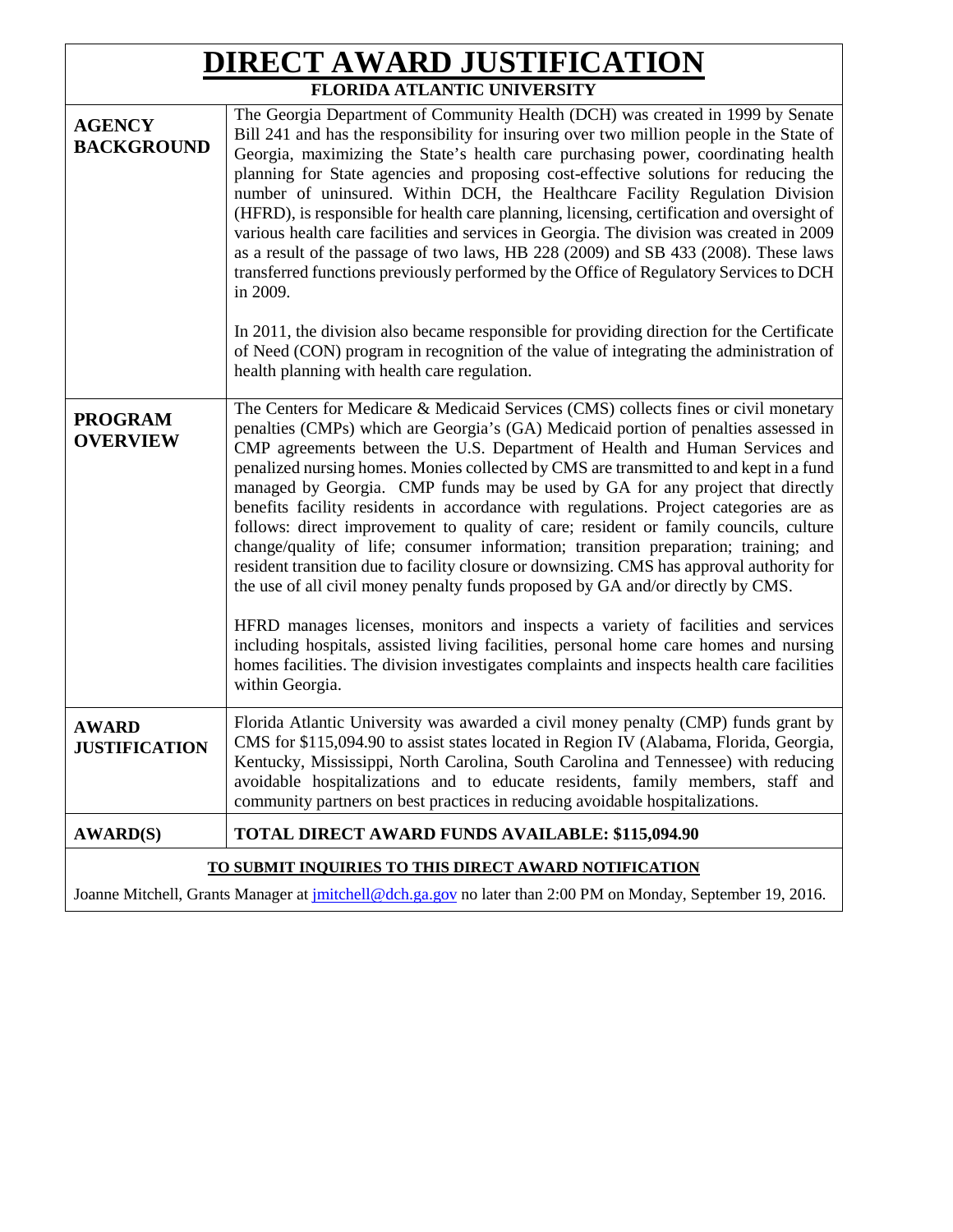# DIRECT AWARD JUSTIFICATION

**FLORIDA ATLANTIC UNIVERSITY**

| | |
|---|---|
| **AGENCY BACKGROUND** | The Georgia Department of Community Health (DCH) was created in 1999 by Senate Bill 241 and has the responsibility for insuring over two million people in the State of Georgia, maximizing the State's health care purchasing power, coordinating health planning for State agencies and proposing cost-effective solutions for reducing the number of uninsured. Within DCH, the Healthcare Facility Regulation Division (HFRD), is responsible for health care planning, licensing, certification and oversight of various health care facilities and services in Georgia. The division was created in 2009 as a result of the passage of two laws, HB 228 (2009) and SB 433 (2008). These laws transferred functions previously performed by the Office of Regulatory Services to DCH in 2009.<br><br>In 2011, the division also became responsible for providing direction for the Certificate of Need (CON) program in recognition of the value of integrating the administration of health planning with health care regulation. |
| **PROGRAM OVERVIEW** | The Centers for Medicare & Medicaid Services (CMS) collects fines or civil monetary penalties (CMPs) which are Georgia's (GA) Medicaid portion of penalties assessed in CMP agreements between the U.S. Department of Health and Human Services and penalized nursing homes. Monies collected by CMS are transmitted to and kept in a fund managed by Georgia. CMP funds may be used by GA for any project that directly benefits facility residents in accordance with regulations. Project categories are as follows: direct improvement to quality of care; resident or family councils, culture change/quality of life; consumer information; transition preparation; training; and resident transition due to facility closure or downsizing. CMS has approval authority for the use of all civil money penalty funds proposed by GA and/or directly by CMS.<br><br>HFRD manages licenses, monitors and inspects a variety of facilities and services including hospitals, assisted living facilities, personal home care homes and nursing homes facilities. The division investigates complaints and inspects health care facilities within Georgia. |
| **AWARD JUSTIFICATION** | Florida Atlantic University was awarded a civil money penalty (CMP) funds grant by CMS for $115,094.90 to assist states located in Region IV (Alabama, Florida, Georgia, Kentucky, Mississippi, North Carolina, South Carolina and Tennessee) with reducing avoidable hospitalizations and to educate residents, family members, staff and community partners on best practices in reducing avoidable hospitalizations. |
| **AWARD(S)** | **TOTAL DIRECT AWARD FUNDS AVAILABLE: $115,094.90** |

**TO SUBMIT INQUIRIES TO THIS DIRECT AWARD NOTIFICATION**

Joanne Mitchell, Grants Manager at jmitchell@dch.ga.gov no later than 2:00 PM on Monday, September 19, 2016.